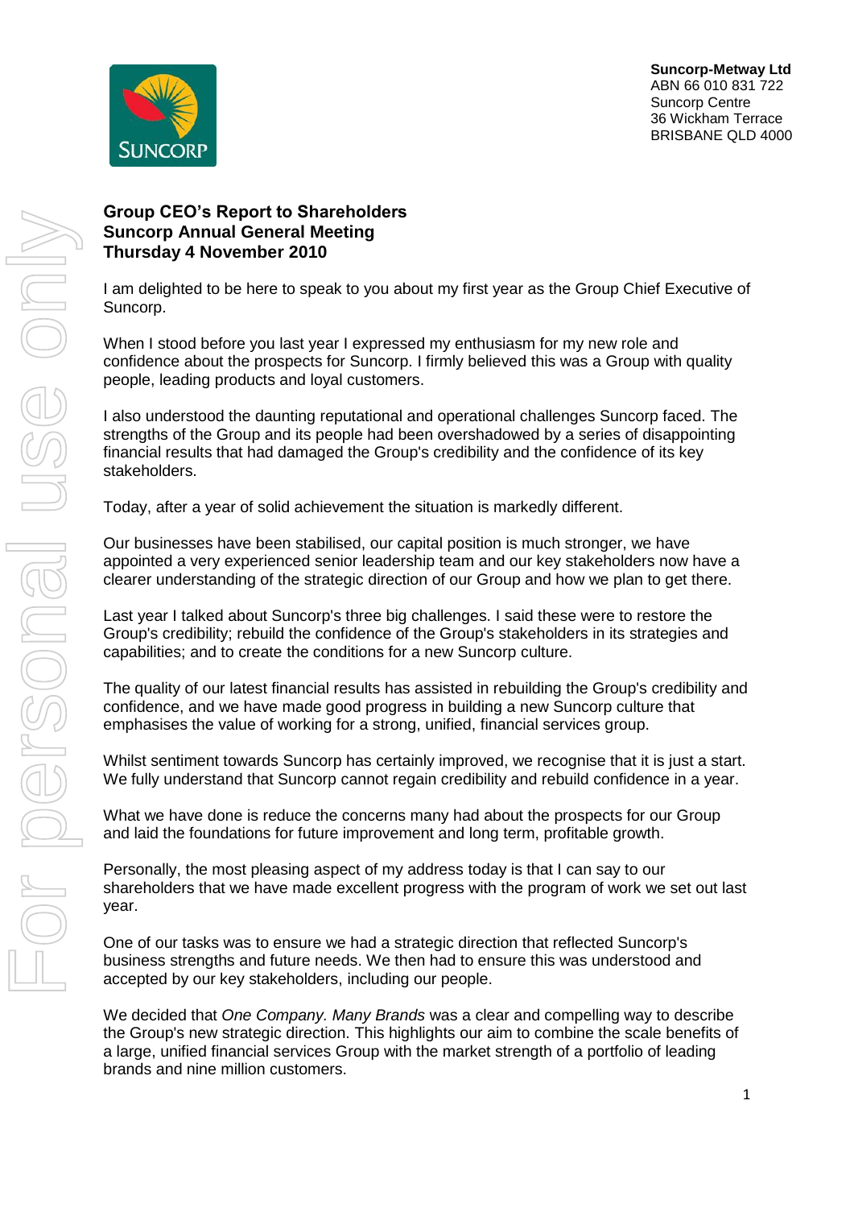**Suncorp-Metway Ltd**
ABN 66 010 831 722
Suncorp Centre
36 Wickham Terrace
BRISBANE QLD 4000

# Group CEO's Report to Shareholders
## Suncorp Annual General Meeting
## Thursday 4 November 2010

I am delighted to be here to speak to you about my first year as the Group Chief Executive of Suncorp.

When I stood before you last year I expressed my enthusiasm for my new role and confidence about the prospects for Suncorp. I firmly believed this was a Group with quality people, leading products and loyal customers.

I also understood the daunting reputational and operational challenges Suncorp faced. The strengths of the Group and its people had been overshadowed by a series of disappointing financial results that had damaged the Group's credibility and the confidence of its key stakeholders.

Today, after a year of solid achievement the situation is markedly different.

Our businesses have been stabilised, our capital position is much stronger, we have appointed a very experienced senior leadership team and our key stakeholders now have a clearer understanding of the strategic direction of our Group and how we plan to get there.

Last year I talked about Suncorp's three big challenges. I said these were to restore the Group's credibility; rebuild the confidence of the Group's stakeholders in its strategies and capabilities; and to create the conditions for a new Suncorp culture.

The quality of our latest financial results has assisted in rebuilding the Group's credibility and confidence, and we have made good progress in building a new Suncorp culture that emphasises the value of working for a strong, unified, financial services group.

Whilst sentiment towards Suncorp has certainly improved, we recognise that it is just a start. We fully understand that Suncorp cannot regain credibility and rebuild confidence in a year.

What we have done is reduce the concerns many had about the prospects for our Group and laid the foundations for future improvement and long term, profitable growth.

Personally, the most pleasing aspect of my address today is that I can say to our shareholders that we have made excellent progress with the program of work we set out last year.

One of our tasks was to ensure we had a strategic direction that reflected Suncorp's business strengths and future needs. We then had to ensure this was understood and accepted by our key stakeholders, including our people.

We decided that *One Company. Many Brands* was a clear and compelling way to describe the Group's new strategic direction. This highlights our aim to combine the scale benefits of a large, unified financial services Group with the market strength of a portfolio of leading brands and nine million customers.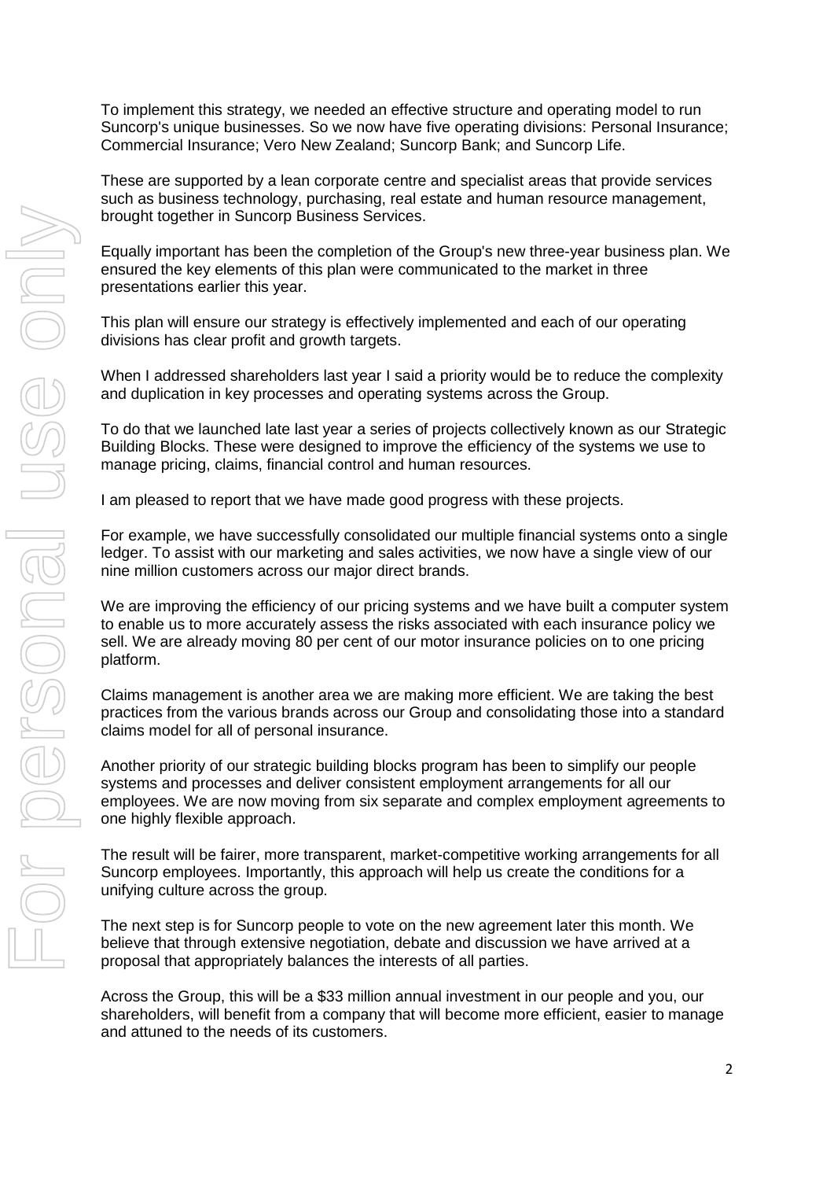To implement this strategy, we needed an effective structure and operating model to run Suncorp's unique businesses. So we now have five operating divisions: Personal Insurance; Commercial Insurance; Vero New Zealand; Suncorp Bank; and Suncorp Life.

These are supported by a lean corporate centre and specialist areas that provide services such as business technology, purchasing, real estate and human resource management, brought together in Suncorp Business Services.

Equally important has been the completion of the Group's new three-year business plan. We ensured the key elements of this plan were communicated to the market in three presentations earlier this year.

This plan will ensure our strategy is effectively implemented and each of our operating divisions has clear profit and growth targets.

When I addressed shareholders last year I said a priority would be to reduce the complexity and duplication in key processes and operating systems across the Group.

To do that we launched late last year a series of projects collectively known as our Strategic Building Blocks. These were designed to improve the efficiency of the systems we use to manage pricing, claims, financial control and human resources.

I am pleased to report that we have made good progress with these projects.

For example, we have successfully consolidated our multiple financial systems onto a single ledger. To assist with our marketing and sales activities, we now have a single view of our nine million customers across our major direct brands.

We are improving the efficiency of our pricing systems and we have built a computer system to enable us to more accurately assess the risks associated with each insurance policy we sell. We are already moving 80 per cent of our motor insurance policies on to one pricing platform.

Claims management is another area we are making more efficient. We are taking the best practices from the various brands across our Group and consolidating those into a standard claims model for all of personal insurance.

Another priority of our strategic building blocks program has been to simplify our people systems and processes and deliver consistent employment arrangements for all our employees. We are now moving from six separate and complex employment agreements to one highly flexible approach.

The result will be fairer, more transparent, market-competitive working arrangements for all Suncorp employees. Importantly, this approach will help us create the conditions for a unifying culture across the group.

The next step is for Suncorp people to vote on the new agreement later this month. We believe that through extensive negotiation, debate and discussion we have arrived at a proposal that appropriately balances the interests of all parties.

Across the Group, this will be a $33 million annual investment in our people and you, our shareholders, will benefit from a company that will become more efficient, easier to manage and attuned to the needs of its customers.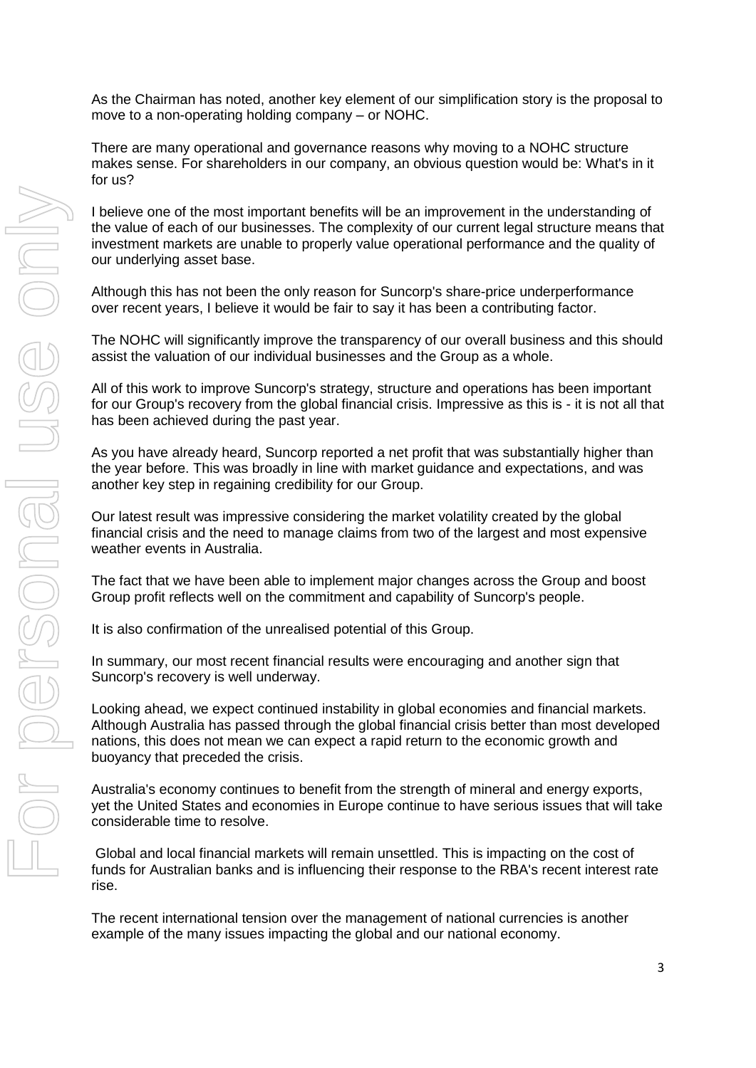As the Chairman has noted, another key element of our simplification story is the proposal to move to a non-operating holding company – or NOHC.

There are many operational and governance reasons why moving to a NOHC structure makes sense. For shareholders in our company, an obvious question would be: What's in it for us?

I believe one of the most important benefits will be an improvement in the understanding of the value of each of our businesses. The complexity of our current legal structure means that investment markets are unable to properly value operational performance and the quality of our underlying asset base.

Although this has not been the only reason for Suncorp's share-price underperformance over recent years, I believe it would be fair to say it has been a contributing factor.

The NOHC will significantly improve the transparency of our overall business and this should assist the valuation of our individual businesses and the Group as a whole.

All of this work to improve Suncorp's strategy, structure and operations has been important for our Group's recovery from the global financial crisis. Impressive as this is - it is not all that has been achieved during the past year.

As you have already heard, Suncorp reported a net profit that was substantially higher than the year before. This was broadly in line with market guidance and expectations, and was another key step in regaining credibility for our Group.

Our latest result was impressive considering the market volatility created by the global financial crisis and the need to manage claims from two of the largest and most expensive weather events in Australia.

The fact that we have been able to implement major changes across the Group and boost Group profit reflects well on the commitment and capability of Suncorp's people.

It is also confirmation of the unrealised potential of this Group.

In summary, our most recent financial results were encouraging and another sign that Suncorp's recovery is well underway.

Looking ahead, we expect continued instability in global economies and financial markets. Although Australia has passed through the global financial crisis better than most developed nations, this does not mean we can expect a rapid return to the economic growth and buoyancy that preceded the crisis.

Australia's economy continues to benefit from the strength of mineral and energy exports, yet the United States and economies in Europe continue to have serious issues that will take considerable time to resolve.

Global and local financial markets will remain unsettled. This is impacting on the cost of funds for Australian banks and is influencing their response to the RBA's recent interest rate rise.

The recent international tension over the management of national currencies is another example of the many issues impacting the global and our national economy.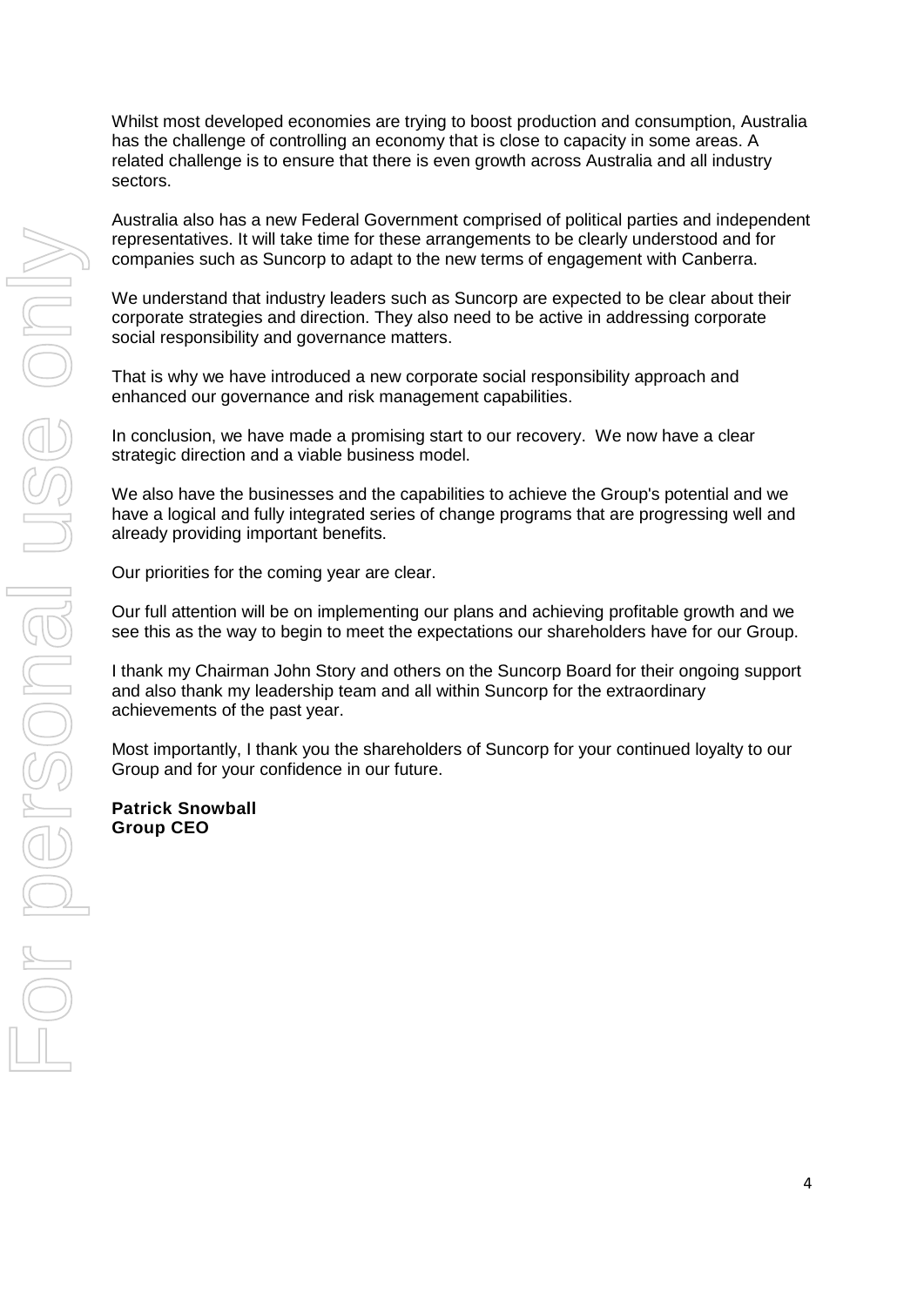Whilst most developed economies are trying to boost production and consumption, Australia has the challenge of controlling an economy that is close to capacity in some areas. A related challenge is to ensure that there is even growth across Australia and all industry sectors.

Australia also has a new Federal Government comprised of political parties and independent representatives. It will take time for these arrangements to be clearly understood and for companies such as Suncorp to adapt to the new terms of engagement with Canberra.

We understand that industry leaders such as Suncorp are expected to be clear about their corporate strategies and direction. They also need to be active in addressing corporate social responsibility and governance matters.

That is why we have introduced a new corporate social responsibility approach and enhanced our governance and risk management capabilities.

In conclusion, we have made a promising start to our recovery. We now have a clear strategic direction and a viable business model.

We also have the businesses and the capabilities to achieve the Group's potential and we have a logical and fully integrated series of change programs that are progressing well and already providing important benefits.

Our priorities for the coming year are clear.

Our full attention will be on implementing our plans and achieving profitable growth and we see this as the way to begin to meet the expectations our shareholders have for our Group.

I thank my Chairman John Story and others on the Suncorp Board for their ongoing support and also thank my leadership team and all within Suncorp for the extraordinary achievements of the past year.

Most importantly, I thank you the shareholders of Suncorp for your continued loyalty to our Group and for your confidence in our future.

**Patrick Snowball**
**Group CEO**